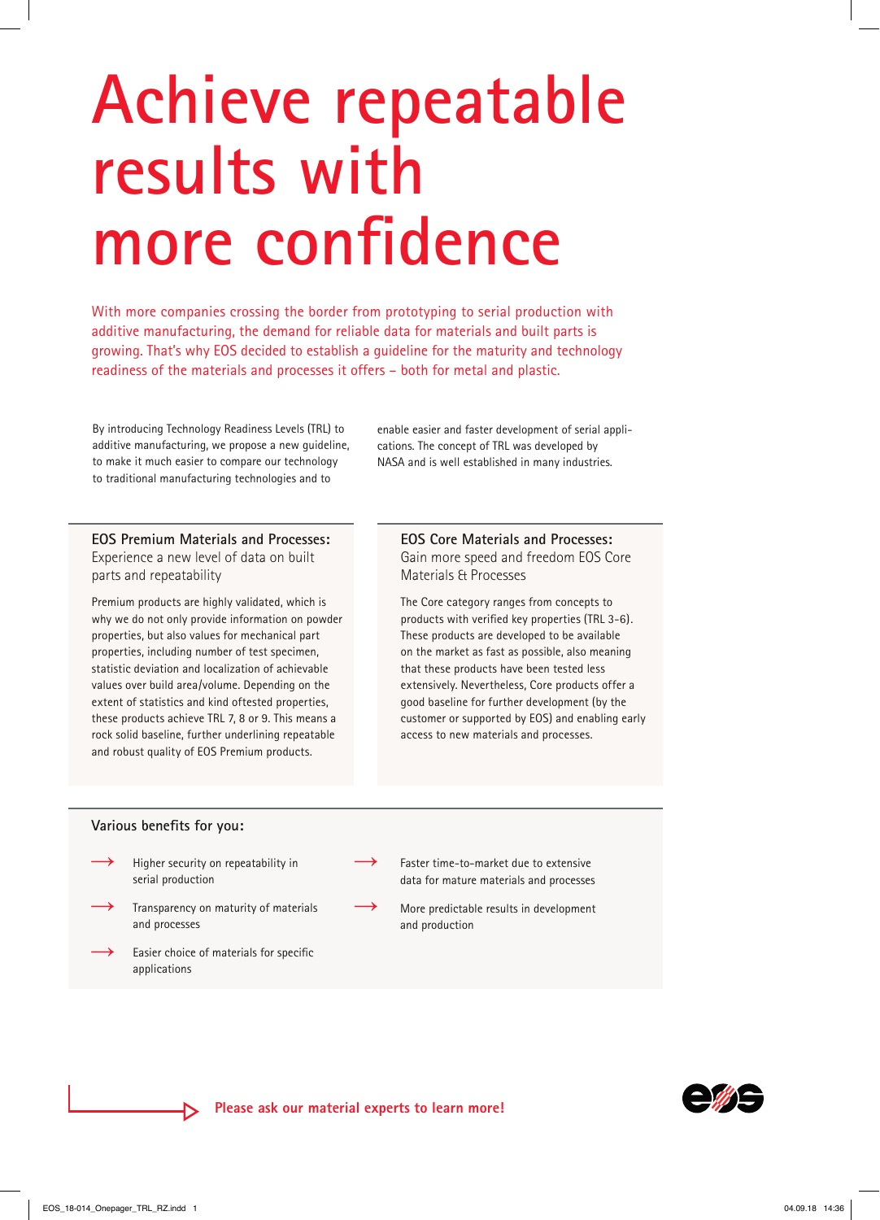# Achieve repeatable results with more confidence

With more companies crossing the border from prototyping to serial production with additive manufacturing, the demand for reliable data for materials and built parts is growing. That's why EOS decided to establish a guideline for the maturity and technology readiness of the materials and processes it offers – both for metal and plastic.

By introducing Technology Readiness Levels (TRL) to additive manufacturing, we propose a new guideline, to make it much easier to compare our technology to traditional manufacturing technologies and to enable easier and faster development of serial applications. The concept of TRL was developed by NASA and is well established in many industries.

### EOS Premium Materials and Processes:

Experience a new level of data on built parts and repeatability

Premium products are highly validated, which is why we do not only provide information on powder properties, but also values for mechanical part properties, including number of test specimen, statistic deviation and localization of achievable values over build area/volume. Depending on the extent of statistics and kind oftested properties, these products achieve TRL 7, 8 or 9. This means a rock solid baseline, further underlining repeatable and robust quality of EOS Premium products.

### EOS Core Materials and Processes:

Gain more speed and freedom EOS Core Materials & Processes

The Core category ranges from concepts to products with verified key properties (TRL 3-6). These products are developed to be available on the market as fast as possible, also meaning that these products have been tested less extensively. Nevertheless, Core products offer a good baseline for further development (by the customer or supported by EOS) and enabling early access to new materials and processes.

### Various benefits for you:

- → Higher security on repeatability in serial production
- → Transparency on maturity of materials and processes
- → Easier choice of materials for specific applications
- → Faster time-to-market due to extensive data for mature materials and processes
- → More predictable results in development and production

**Please ask our material experts to learn more!**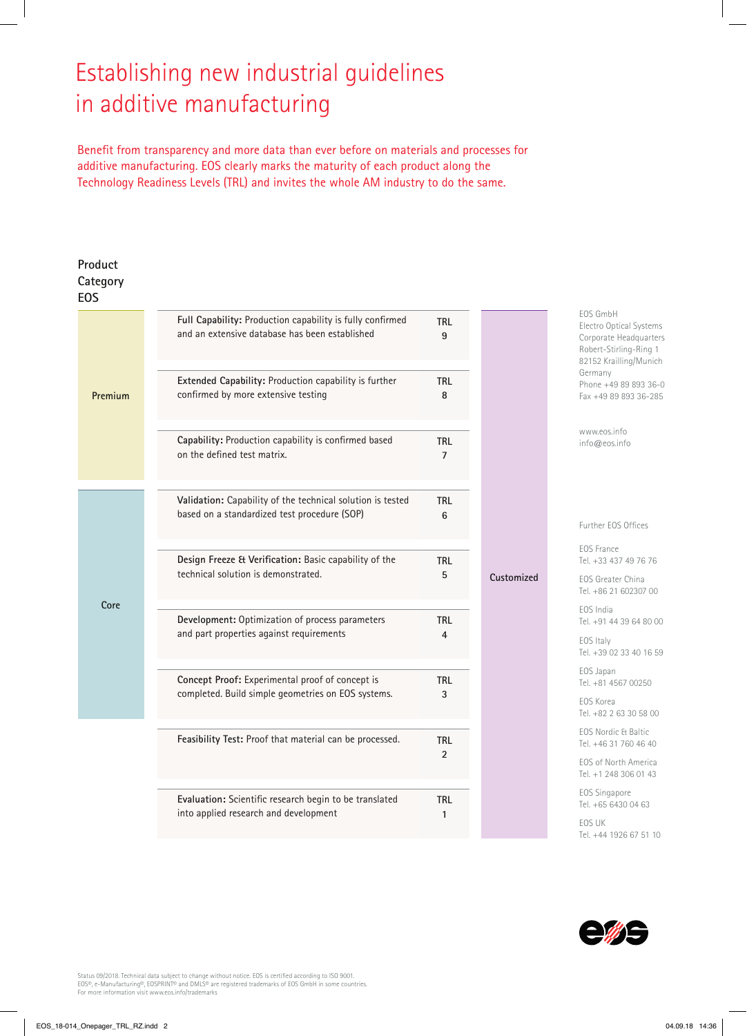# Establishing new industrial guidelines in additive manufacturing

Benefit from transparency and more data than ever before on materials and processes for additive manufacturing. EOS clearly marks the maturity of each product along the Technology Readiness Levels (TRL) and invites the whole AM industry to do the same.

| Product Category EOS | Description | TRL | |
|---|---|---|---|
| Premium | **Full Capability:** Production capability is fully confirmed and an extensive database has been established | TRL 9 | Customized |
| Premium | **Extended Capability:** Production capability is further confirmed by more extensive testing | TRL 8 | Customized |
| Premium | **Capability:** Production capability is confirmed based on the defined test matrix. | TRL 7 | Customized |
| Core | **Validation:** Capability of the technical solution is tested based on a standardized test procedure (SOP) | TRL 6 | Customized |
| Core | **Design Freeze & Verification:** Basic capability of the technical solution is demonstrated. | TRL 5 | Customized |
| Core | **Development:** Optimization of process parameters and part properties against requirements | TRL 4 | Customized |
| Core | **Concept Proof:** Experimental proof of concept is completed. Build simple geometries on EOS systems. | TRL 3 | Customized |
| | **Feasibility Test:** Proof that material can be processed. | TRL 2 | Customized |
| | **Evaluation:** Scientific research begin to be translated into applied research and development | TRL 1 | Customized |

EOS GmbH
Electro Optical Systems
Corporate Headquarters
Robert-Stirling-Ring 1
82152 Krailling/Munich
Germany
Phone +49 89 893 36-0
Fax +49 89 893 36-285

www.eos.info
info@eos.info

Further EOS Offices

EOS France
Tel. +33 437 49 76 76

EOS Greater China
Tel. +86 21 602307 00

EOS India
Tel. +91 44 39 64 80 00

EOS Italy
Tel. +39 02 33 40 16 59

EOS Japan
Tel. +81 4567 00250

EOS Korea
Tel. +82 2 63 30 58 00

EOS Nordic & Baltic
Tel. +46 31 760 46 40

EOS of North America
Tel. +1 248 306 01 43

EOS Singapore
Tel. +65 6430 04 63

EOS UK
Tel. +44 1926 67 51 10

Status 09/2018. Technical data subject to change without notice. EOS is certified according to ISO 9001.
EOS®, e-Manufacturing®, EOSPRINT® and DMLS® are registered trademarks of EOS GmbH in some countries.
For more information visit www.eos.info/trademarks